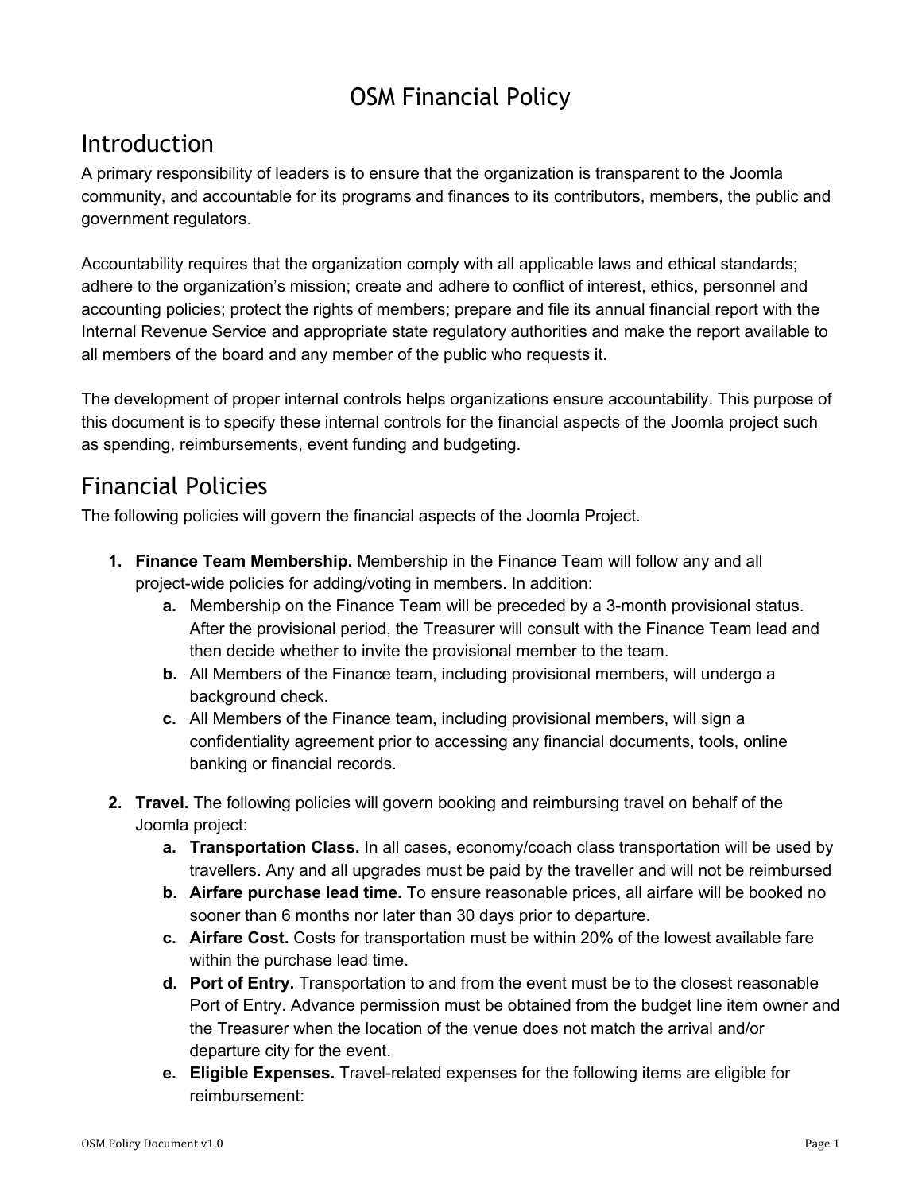# OSM Financial Policy

## Introduction

A primary responsibility of leaders is to ensure that the organization is transparent to the Joomla community, and accountable for its programs and finances to its contributors, members, the public and government regulators.

Accountability requires that the organization comply with all applicable laws and ethical standards; adhere to the organization's mission; create and adhere to conflict of interest, ethics, personnel and accounting policies; protect the rights of members; prepare and file its annual financial report with the Internal Revenue Service and appropriate state regulatory authorities and make the report available to all members of the board and any member of the public who requests it.

The development of proper internal controls helps organizations ensure accountability. This purpose of this document is to specify these internal controls for the financial aspects of the Joomla project such as spending, reimbursements, event funding and budgeting.

## Financial Policies

The following policies will govern the financial aspects of the Joomla Project.

1. **Finance Team Membership.** Membership in the Finance Team will follow any and all project-wide policies for adding/voting in members. In addition:
   a. Membership on the Finance Team will be preceded by a 3-month provisional status. After the provisional period, the Treasurer will consult with the Finance Team lead and then decide whether to invite the provisional member to the team.
   b. All Members of the Finance team, including provisional members, will undergo a background check.
   c. All Members of the Finance team, including provisional members, will sign a confidentiality agreement prior to accessing any financial documents, tools, online banking or financial records.

2. **Travel.** The following policies will govern booking and reimbursing travel on behalf of the Joomla project:
   a. **Transportation Class.** In all cases, economy/coach class transportation will be used by travellers. Any and all upgrades must be paid by the traveller and will not be reimbursed
   b. **Airfare purchase lead time.** To ensure reasonable prices, all airfare will be booked no sooner than 6 months nor later than 30 days prior to departure.
   c. **Airfare Cost.** Costs for transportation must be within 20% of the lowest available fare within the purchase lead time.
   d. **Port of Entry.** Transportation to and from the event must be to the closest reasonable Port of Entry. Advance permission must be obtained from the budget line item owner and the Treasurer when the location of the venue does not match the arrival and/or departure city for the event.
   e. **Eligible Expenses.** Travel-related expenses for the following items are eligible for reimbursement: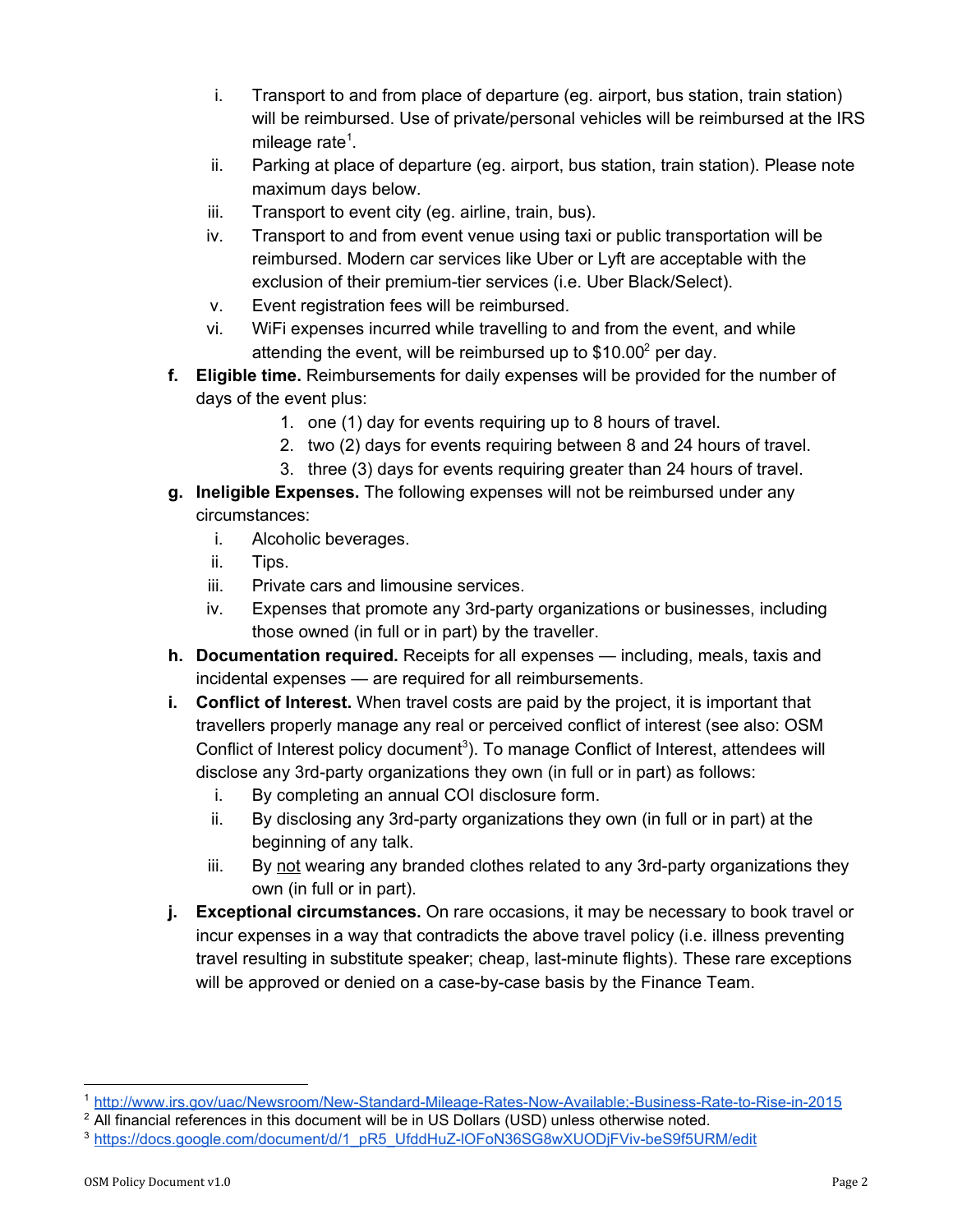i. Transport to and from place of departure (eg. airport, bus station, train station) will be reimbursed. Use of private/personal vehicles will be reimbursed at the IRS mileage rate[1].
ii. Parking at place of departure (eg. airport, bus station, train station). Please note maximum days below.
iii. Transport to event city (eg. airline, train, bus).
iv. Transport to and from event venue using taxi or public transportation will be reimbursed. Modern car services like Uber or Lyft are acceptable with the exclusion of their premium-tier services (i.e. Uber Black/Select).
v. Event registration fees will be reimbursed.
vi. WiFi expenses incurred while travelling to and from the event, and while attending the event, will be reimbursed up to $10.00[2] per day.

**f. Eligible time.** Reimbursements for daily expenses will be provided for the number of days of the event plus:

1. one (1) day for events requiring up to 8 hours of travel.
2. two (2) days for events requiring between 8 and 24 hours of travel.
3. three (3) days for events requiring greater than 24 hours of travel.

**g. Ineligible Expenses.** The following expenses will not be reimbursed under any circumstances:

i. Alcoholic beverages.
ii. Tips.
iii. Private cars and limousine services.
iv. Expenses that promote any 3rd-party organizations or businesses, including those owned (in full or in part) by the traveller.

**h. Documentation required.** Receipts for all expenses — including, meals, taxis and incidental expenses — are required for all reimbursements.

**i. Conflict of Interest.** When travel costs are paid by the project, it is important that travellers properly manage any real or perceived conflict of interest (see also: OSM Conflict of Interest policy document[3]). To manage Conflict of Interest, attendees will disclose any 3rd-party organizations they own (in full or in part) as follows:

i. By completing an annual COI disclosure form.
ii. By disclosing any 3rd-party organizations they own (in full or in part) at the beginning of any talk.
iii. By <u>not</u> wearing any branded clothes related to any 3rd-party organizations they own (in full or in part).

**j. Exceptional circumstances.** On rare occasions, it may be necessary to book travel or incur expenses in a way that contradicts the above travel policy (i.e. illness preventing travel resulting in substitute speaker; cheap, last-minute flights). These rare exceptions will be approved or denied on a case-by-case basis by the Finance Team.

---

[1] http://www.irs.gov/uac/Newsroom/New-Standard-Mileage-Rates-Now-Available;-Business-Rate-to-Rise-in-2015

[2] All financial references in this document will be in US Dollars (USD) unless otherwise noted.

[3] https://docs.google.com/document/d/1_pR5_UfddHuZ-lOFoN36SG8wXUODjFViv-beS9f5URM/edit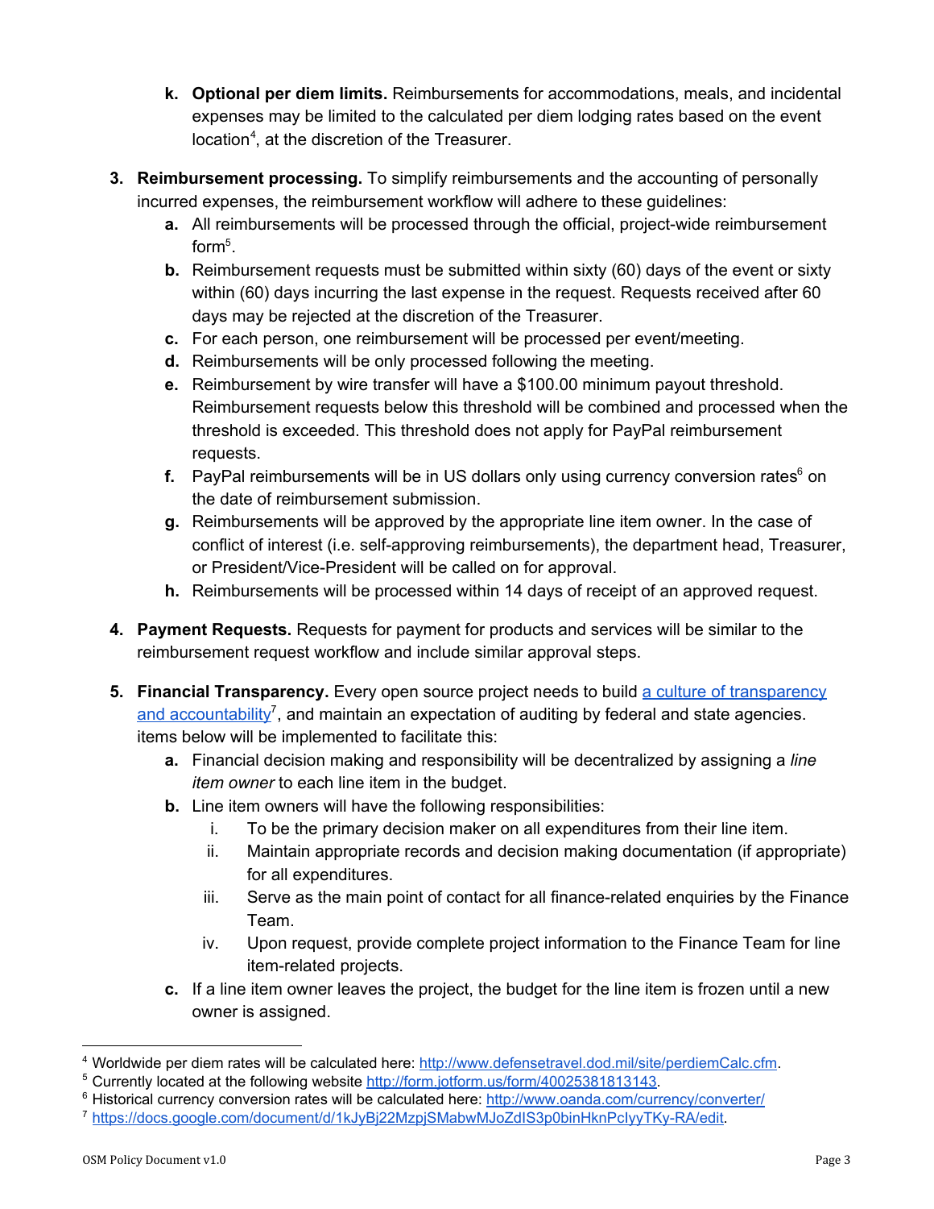k. **Optional per diem limits.** Reimbursements for accommodations, meals, and incidental expenses may be limited to the calculated per diem lodging rates based on the event location[4], at the discretion of the Treasurer.

3. **Reimbursement processing.** To simplify reimbursements and the accounting of personally incurred expenses, the reimbursement workflow will adhere to these guidelines:
   a. All reimbursements will be processed through the official, project-wide reimbursement form[5].
   b. Reimbursement requests must be submitted within sixty (60) days of the event or sixty within (60) days incurring the last expense in the request. Requests received after 60 days may be rejected at the discretion of the Treasurer.
   c. For each person, one reimbursement will be processed per event/meeting.
   d. Reimbursements will be only processed following the meeting.
   e. Reimbursement by wire transfer will have a $100.00 minimum payout threshold. Reimbursement requests below this threshold will be combined and processed when the threshold is exceeded. This threshold does not apply for PayPal reimbursement requests.
   f. PayPal reimbursements will be in US dollars only using currency conversion rates[6] on the date of reimbursement submission.
   g. Reimbursements will be approved by the appropriate line item owner. In the case of conflict of interest (i.e. self-approving reimbursements), the department head, Treasurer, or President/Vice-President will be called on for approval.
   h. Reimbursements will be processed within 14 days of receipt of an approved request.

4. **Payment Requests.** Requests for payment for products and services will be similar to the reimbursement request workflow and include similar approval steps.

5. **Financial Transparency.** Every open source project needs to build [a culture of transparency and accountability](https://docs.google.com/document/d/1kJyBj22MzpjSMabwMJoZdIS3p0binHknPcIyyTKy-RA/edit)[7], and maintain an expectation of auditing by federal and state agencies. items below will be implemented to facilitate this:
   a. Financial decision making and responsibility will be decentralized by assigning a *line item owner* to each line item in the budget.
   b. Line item owners will have the following responsibilities:
      i. To be the primary decision maker on all expenditures from their line item.
      ii. Maintain appropriate records and decision making documentation (if appropriate) for all expenditures.
      iii. Serve as the main point of contact for all finance-related enquiries by the Finance Team.
      iv. Upon request, provide complete project information to the Finance Team for line item-related projects.
   c. If a line item owner leaves the project, the budget for the line item is frozen until a new owner is assigned.

---

[4] Worldwide per diem rates will be calculated here: http://www.defensetravel.dod.mil/site/perdiemCalc.cfm.

[5] Currently located at the following website http://form.jotform.us/form/40025381813143.

[6] Historical currency conversion rates will be calculated here: http://www.oanda.com/currency/converter/

[7] https://docs.google.com/document/d/1kJyBj22MzpjSMabwMJoZdIS3p0binHknPcIyyTKy-RA/edit.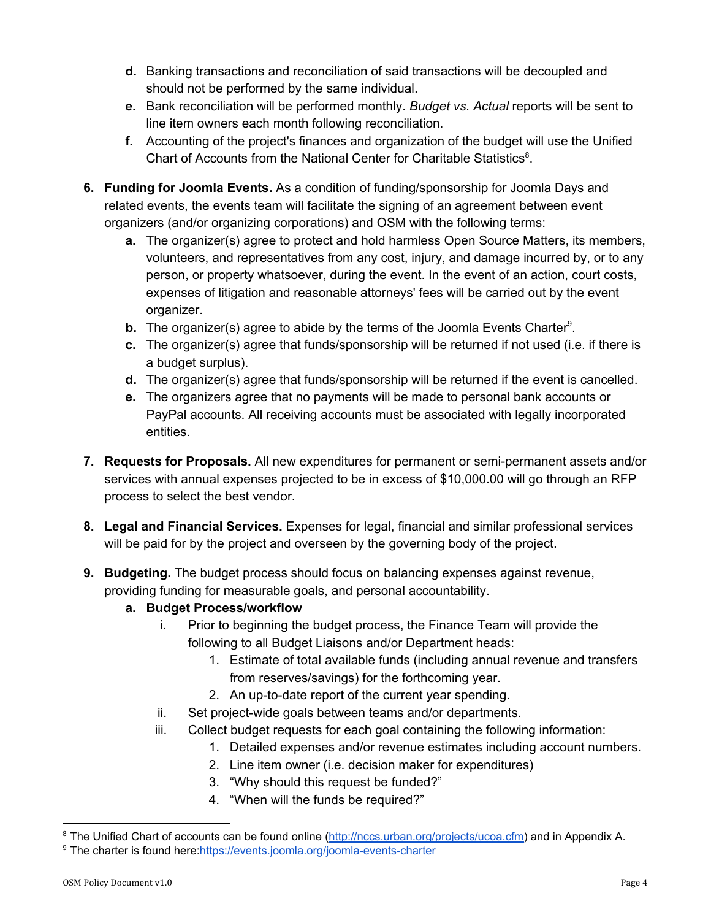d. Banking transactions and reconciliation of said transactions will be decoupled and should not be performed by the same individual.
   e. Bank reconciliation will be performed monthly. *Budget vs. Actual* reports will be sent to line item owners each month following reconciliation.
   f. Accounting of the project's finances and organization of the budget will use the Unified Chart of Accounts from the National Center for Charitable Statistics[8].

6. **Funding for Joomla Events.** As a condition of funding/sponsorship for Joomla Days and related events, the events team will facilitate the signing of an agreement between event organizers (and/or organizing corporations) and OSM with the following terms:
   a. The organizer(s) agree to protect and hold harmless Open Source Matters, its members, volunteers, and representatives from any cost, injury, and damage incurred by, or to any person, or property whatsoever, during the event. In the event of an action, court costs, expenses of litigation and reasonable attorneys' fees will be carried out by the event organizer.
   b. The organizer(s) agree to abide by the terms of the Joomla Events Charter[9].
   c. The organizer(s) agree that funds/sponsorship will be returned if not used (i.e. if there is a budget surplus).
   d. The organizer(s) agree that funds/sponsorship will be returned if the event is cancelled.
   e. The organizers agree that no payments will be made to personal bank accounts or PayPal accounts. All receiving accounts must be associated with legally incorporated entities.

7. **Requests for Proposals.** All new expenditures for permanent or semi-permanent assets and/or services with annual expenses projected to be in excess of $10,000.00 will go through an RFP process to select the best vendor.

8. **Legal and Financial Services.** Expenses for legal, financial and similar professional services will be paid for by the project and overseen by the governing body of the project.

9. **Budgeting.** The budget process should focus on balancing expenses against revenue, providing funding for measurable goals, and personal accountability.
   a. **Budget Process/workflow**
      i. Prior to beginning the budget process, the Finance Team will provide the following to all Budget Liaisons and/or Department heads:
         1. Estimate of total available funds (including annual revenue and transfers from reserves/savings) for the forthcoming year.
         2. An up-to-date report of the current year spending.
      ii. Set project-wide goals between teams and/or departments.
      iii. Collect budget requests for each goal containing the following information:
         1. Detailed expenses and/or revenue estimates including account numbers.
         2. Line item owner (i.e. decision maker for expenditures)
         3. "Why should this request be funded?"
         4. "When will the funds be required?"

[8] The Unified Chart of accounts can be found online (http://nccs.urban.org/projects/ucoa.cfm) and in Appendix A.

[9] The charter is found here:https://events.joomla.org/joomla-events-charter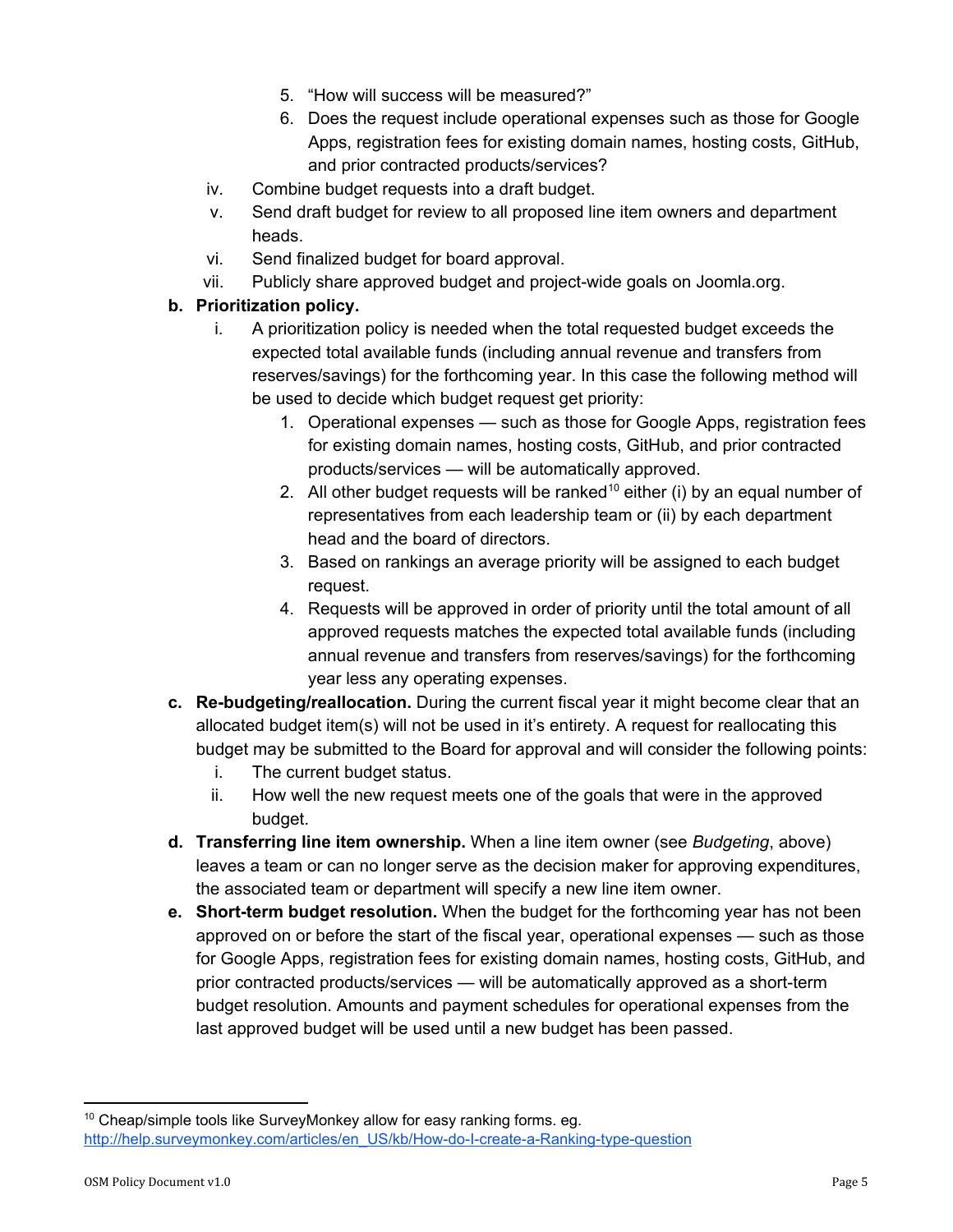5. "How will success will be measured?"
6. Does the request include operational expenses such as those for Google Apps, registration fees for existing domain names, hosting costs, GitHub, and prior contracted products/services?

iv. Combine budget requests into a draft budget.

v. Send draft budget for review to all proposed line item owners and department heads.

vi. Send finalized budget for board approval.

vii. Publicly share approved budget and project-wide goals on Joomla.org.

**b. Prioritization policy.**

i. A prioritization policy is needed when the total requested budget exceeds the expected total available funds (including annual revenue and transfers from reserves/savings) for the forthcoming year. In this case the following method will be used to decide which budget request get priority:

1. Operational expenses — such as those for Google Apps, registration fees for existing domain names, hosting costs, GitHub, and prior contracted products/services — will be automatically approved.
2. All other budget requests will be ranked[10] either (i) by an equal number of representatives from each leadership team or (ii) by each department head and the board of directors.
3. Based on rankings an average priority will be assigned to each budget request.
4. Requests will be approved in order of priority until the total amount of all approved requests matches the expected total available funds (including annual revenue and transfers from reserves/savings) for the forthcoming year less any operating expenses.

**c. Re-budgeting/reallocation.** During the current fiscal year it might become clear that an allocated budget item(s) will not be used in it's entirety. A request for reallocating this budget may be submitted to the Board for approval and will consider the following points:

i. The current budget status.

ii. How well the new request meets one of the goals that were in the approved budget.

**d. Transferring line item ownership.** When a line item owner (see *Budgeting*, above) leaves a team or can no longer serve as the decision maker for approving expenditures, the associated team or department will specify a new line item owner.

**e. Short-term budget resolution.** When the budget for the forthcoming year has not been approved on or before the start of the fiscal year, operational expenses — such as those for Google Apps, registration fees for existing domain names, hosting costs, GitHub, and prior contracted products/services — will be automatically approved as a short-term budget resolution. Amounts and payment schedules for operational expenses from the last approved budget will be used until a new budget has been passed.

---

[10] Cheap/simple tools like SurveyMonkey allow for easy ranking forms. eg. http://help.surveymonkey.com/articles/en_US/kb/How-do-I-create-a-Ranking-type-question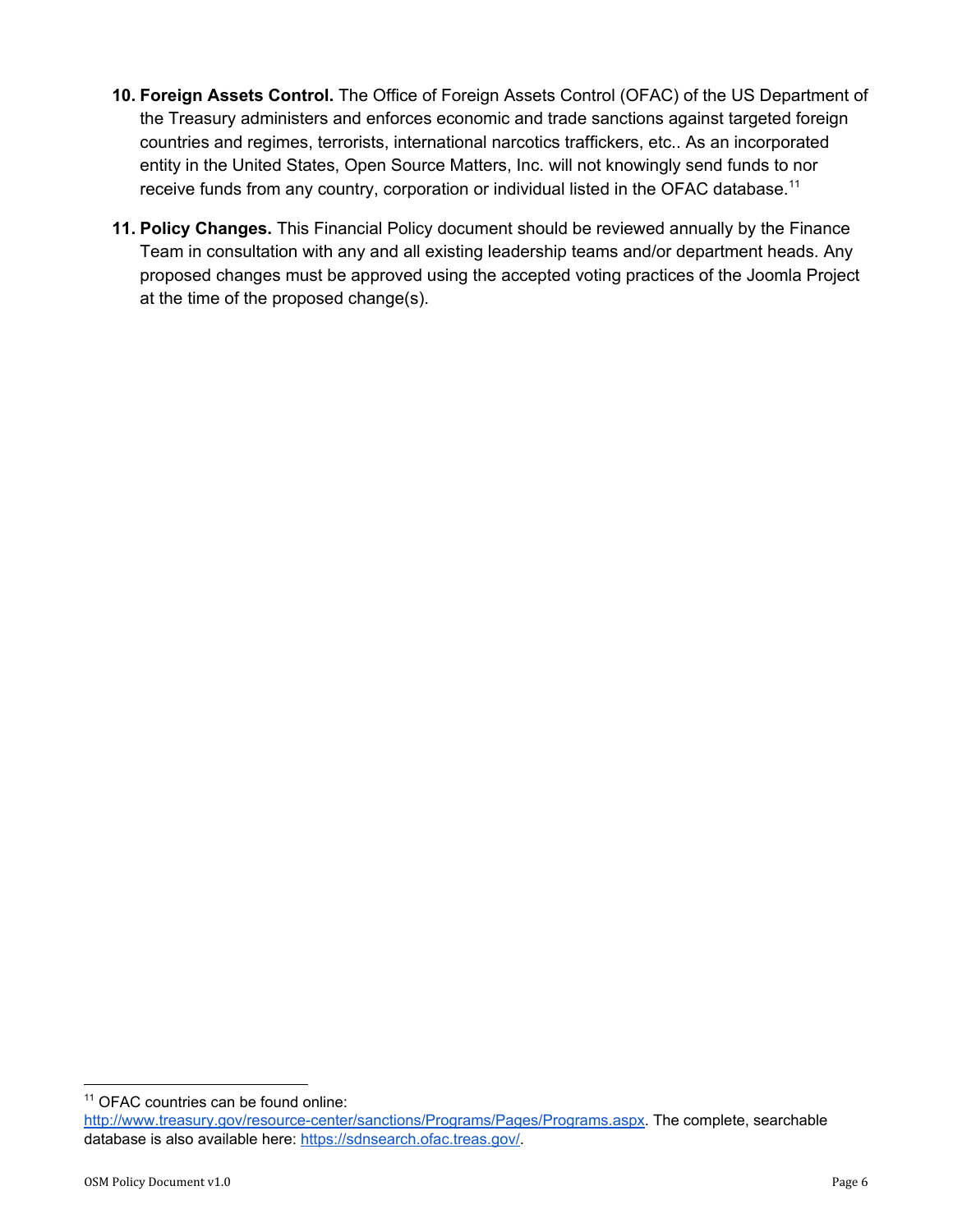10. **Foreign Assets Control.** The Office of Foreign Assets Control (OFAC) of the US Department of the Treasury administers and enforces economic and trade sanctions against targeted foreign countries and regimes, terrorists, international narcotics traffickers, etc.. As an incorporated entity in the United States, Open Source Matters, Inc. will not knowingly send funds to nor receive funds from any country, corporation or individual listed in the OFAC database.[11]

11. **Policy Changes.** This Financial Policy document should be reviewed annually by the Finance Team in consultation with any and all existing leadership teams and/or department heads. Any proposed changes must be approved using the accepted voting practices of the Joomla Project at the time of the proposed change(s).

---

[11] OFAC countries can be found online: http://www.treasury.gov/resource-center/sanctions/Programs/Pages/Programs.aspx. The complete, searchable database is also available here: https://sdnsearch.ofac.treas.gov/.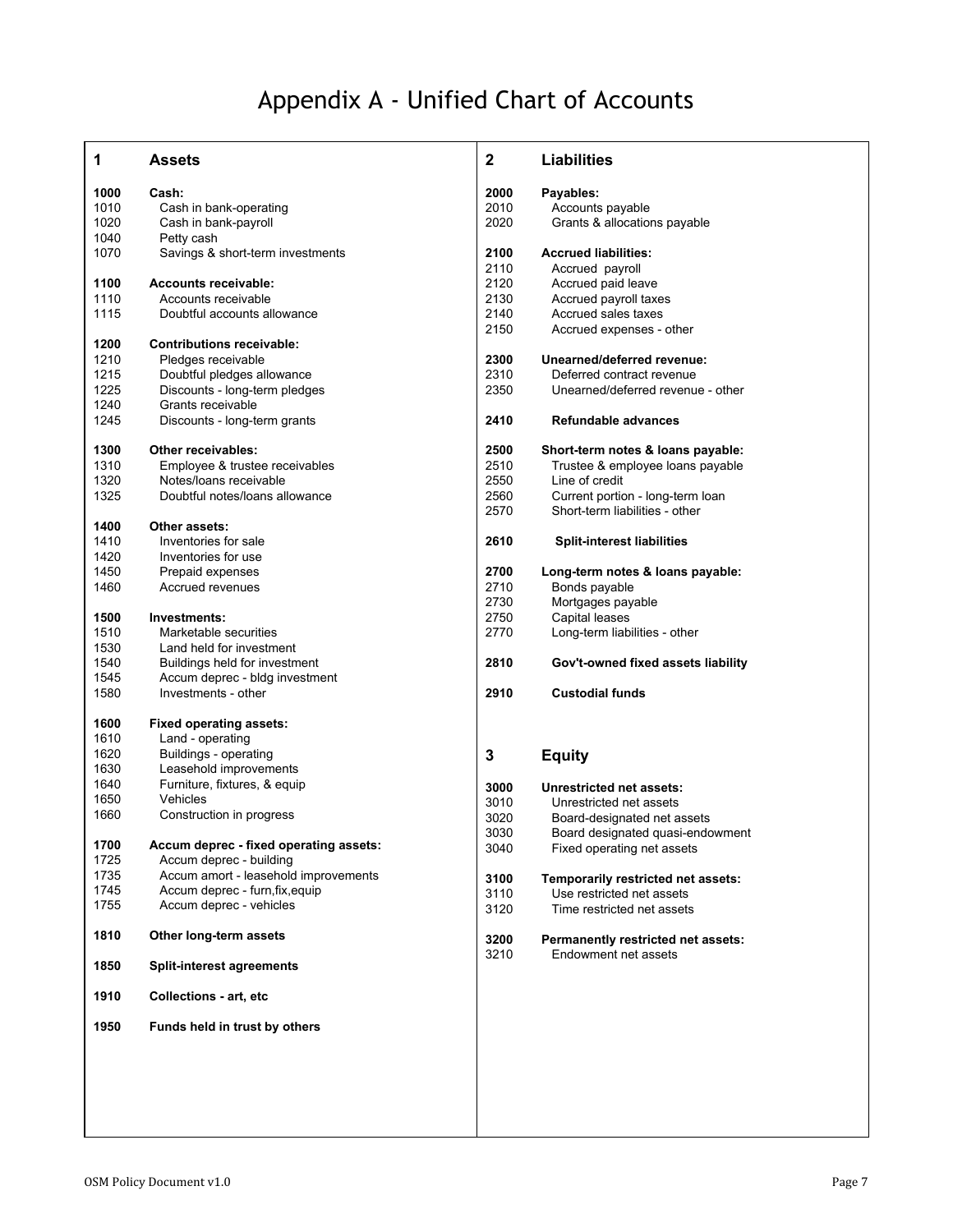# Appendix A - Unified Chart of Accounts

## 1 Assets

**1000 Cash:**
- 1010 Cash in bank-operating
- 1020 Cash in bank-payroll
- 1040 Petty cash
- 1070 Savings & short-term investments

**1100 Accounts receivable:**
- 1110 Accounts receivable
- 1115 Doubtful accounts allowance

**1200 Contributions receivable:**
- 1210 Pledges receivable
- 1215 Doubtful pledges allowance
- 1225 Discounts - long-term pledges
- 1240 Grants receivable
- 1245 Discounts - long-term grants

**1300 Other receivables:**
- 1310 Employee & trustee receivables
- 1320 Notes/loans receivable
- 1325 Doubtful notes/loans allowance

**1400 Other assets:**
- 1410 Inventories for sale
- 1420 Inventories for use
- 1450 Prepaid expenses
- 1460 Accrued revenues

**1500 Investments:**
- 1510 Marketable securities
- 1530 Land held for investment
- 1540 Buildings held for investment
- 1545 Accum deprec - bldg investment
- 1580 Investments - other

**1600 Fixed operating assets:**
- 1610 Land - operating
- 1620 Buildings - operating
- 1630 Leasehold improvements
- 1640 Furniture, fixtures, & equip
- 1650 Vehicles
- 1660 Construction in progress

**1700 Accum deprec - fixed operating assets:**
- 1725 Accum deprec - building
- 1735 Accum amort - leasehold improvements
- 1745 Accum deprec - furn,fix,equip
- 1755 Accum deprec - vehicles

**1810 Other long-term assets**

**1850 Split-interest agreements**

**1910 Collections - art, etc**

**1950 Funds held in trust by others**

## 2 Liabilities

**2000 Payables:**
- 2010 Accounts payable
- 2020 Grants & allocations payable

**2100 Accrued liabilities:**
- 2110 Accrued payroll
- 2120 Accrued paid leave
- 2130 Accrued payroll taxes
- 2140 Accrued sales taxes
- 2150 Accrued expenses - other

**2300 Unearned/deferred revenue:**
- 2310 Deferred contract revenue
- 2350 Unearned/deferred revenue - other

**2410 Refundable advances**

**2500 Short-term notes & loans payable:**
- 2510 Trustee & employee loans payable
- 2550 Line of credit
- 2560 Current portion - long-term loan
- 2570 Short-term liabilities - other

**2610 Split-interest liabilities**

**2700 Long-term notes & loans payable:**
- 2710 Bonds payable
- 2730 Mortgages payable
- 2750 Capital leases
- 2770 Long-term liabilities - other

**2810 Gov't-owned fixed assets liability**

**2910 Custodial funds**

## 3 Equity

**3000 Unrestricted net assets:**
- 3010 Unrestricted net assets
- 3020 Board-designated net assets
- 3030 Board designated quasi-endowment
- 3040 Fixed operating net assets

**3100 Temporarily restricted net assets:**
- 3110 Use restricted net assets
- 3120 Time restricted net assets

**3200 Permanently restricted net assets:**
- 3210 Endowment net assets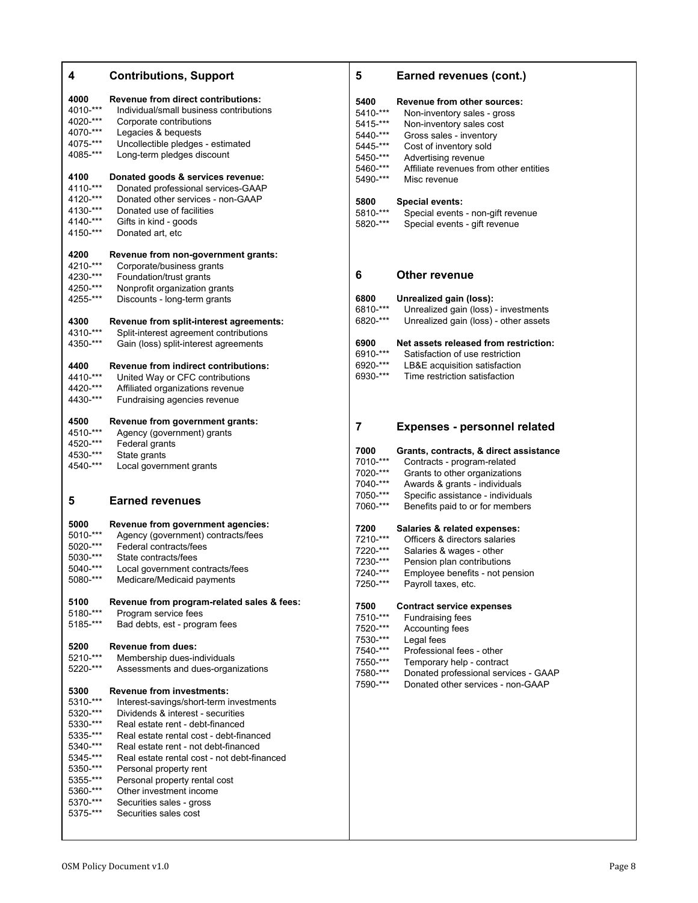## 4 Contributions, Support

**4000 Revenue from direct contributions:**
- 4010-*** Individual/small business contributions
- 4020-*** Corporate contributions
- 4070-*** Legacies & bequests
- 4075-*** Uncollectible pledges - estimated
- 4085-*** Long-term pledges discount

**4100 Donated goods & services revenue:**
- 4110-*** Donated professional services-GAAP
- 4120-*** Donated other services - non-GAAP
- 4130-*** Donated use of facilities
- 4140-*** Gifts in kind - goods
- 4150-*** Donated art, etc

**4200 Revenue from non-government grants:**
- 4210-*** Corporate/business grants
- 4230-*** Foundation/trust grants
- 4250-*** Nonprofit organization grants
- 4255-*** Discounts - long-term grants

**4300 Revenue from split-interest agreements:**
- 4310-*** Split-interest agreement contributions
- 4350-*** Gain (loss) split-interest agreements

**4400 Revenue from indirect contributions:**
- 4410-*** United Way or CFC contributions
- 4420-*** Affiliated organizations revenue
- 4430-*** Fundraising agencies revenue

**4500 Revenue from government grants:**
- 4510-*** Agency (government) grants
- 4520-*** Federal grants
- 4530-*** State grants
- 4540-*** Local government grants

## 5 Earned revenues

**5000 Revenue from government agencies:**
- 5010-*** Agency (government) contracts/fees
- 5020-*** Federal contracts/fees
- 5030-*** State contracts/fees
- 5040-*** Local government contracts/fees
- 5080-*** Medicare/Medicaid payments

**5100 Revenue from program-related sales & fees:**
- 5180-*** Program service fees
- 5185-*** Bad debts, est - program fees

**5200 Revenue from dues:**
- 5210-*** Membership dues-individuals
- 5220-*** Assessments and dues-organizations

**5300 Revenue from investments:**
- 5310-*** Interest-savings/short-term investments
- 5320-*** Dividends & interest - securities
- 5330-*** Real estate rent - debt-financed
- 5335-*** Real estate rental cost - debt-financed
- 5340-*** Real estate rent - not debt-financed
- 5345-*** Real estate rental cost - not debt-financed
- 5350-*** Personal property rent
- 5355-*** Personal property rental cost
- 5360-*** Other investment income
- 5370-*** Securities sales - gross
- 5375-*** Securities sales cost

## 5 Earned revenues (cont.)

**5400 Revenue from other sources:**
- 5410-*** Non-inventory sales - gross
- 5415-*** Non-inventory sales cost
- 5440-*** Gross sales - inventory
- 5445-*** Cost of inventory sold
- 5450-*** Advertising revenue
- 5460-*** Affiliate revenues from other entities
- 5490-*** Misc revenue

**5800 Special events:**
- 5810-*** Special events - non-gift revenue
- 5820-*** Special events - gift revenue

## 6 Other revenue

**6800 Unrealized gain (loss):**
- 6810-*** Unrealized gain (loss) - investments
- 6820-*** Unrealized gain (loss) - other assets

**6900 Net assets released from restriction:**
- 6910-*** Satisfaction of use restriction
- 6920-*** LB&E acquisition satisfaction
- 6930-*** Time restriction satisfaction

## 7 Expenses - personnel related

**7000 Grants, contracts, & direct assistance**
- 7010-*** Contracts - program-related
- 7020-*** Grants to other organizations
- 7040-*** Awards & grants - individuals
- 7050-*** Specific assistance - individuals
- 7060-*** Benefits paid to or for members

**7200 Salaries & related expenses:**
- 7210-*** Officers & directors salaries
- 7220-*** Salaries & wages - other
- 7230-*** Pension plan contributions
- 7240-*** Employee benefits - not pension
- 7250-*** Payroll taxes, etc.

**7500 Contract service expenses**
- 7510-*** Fundraising fees
- 7520-*** Accounting fees
- 7530-*** Legal fees
- 7540-*** Professional fees - other
- 7550-*** Temporary help - contract
- 7580-*** Donated professional services - GAAP
- 7590-*** Donated other services - non-GAAP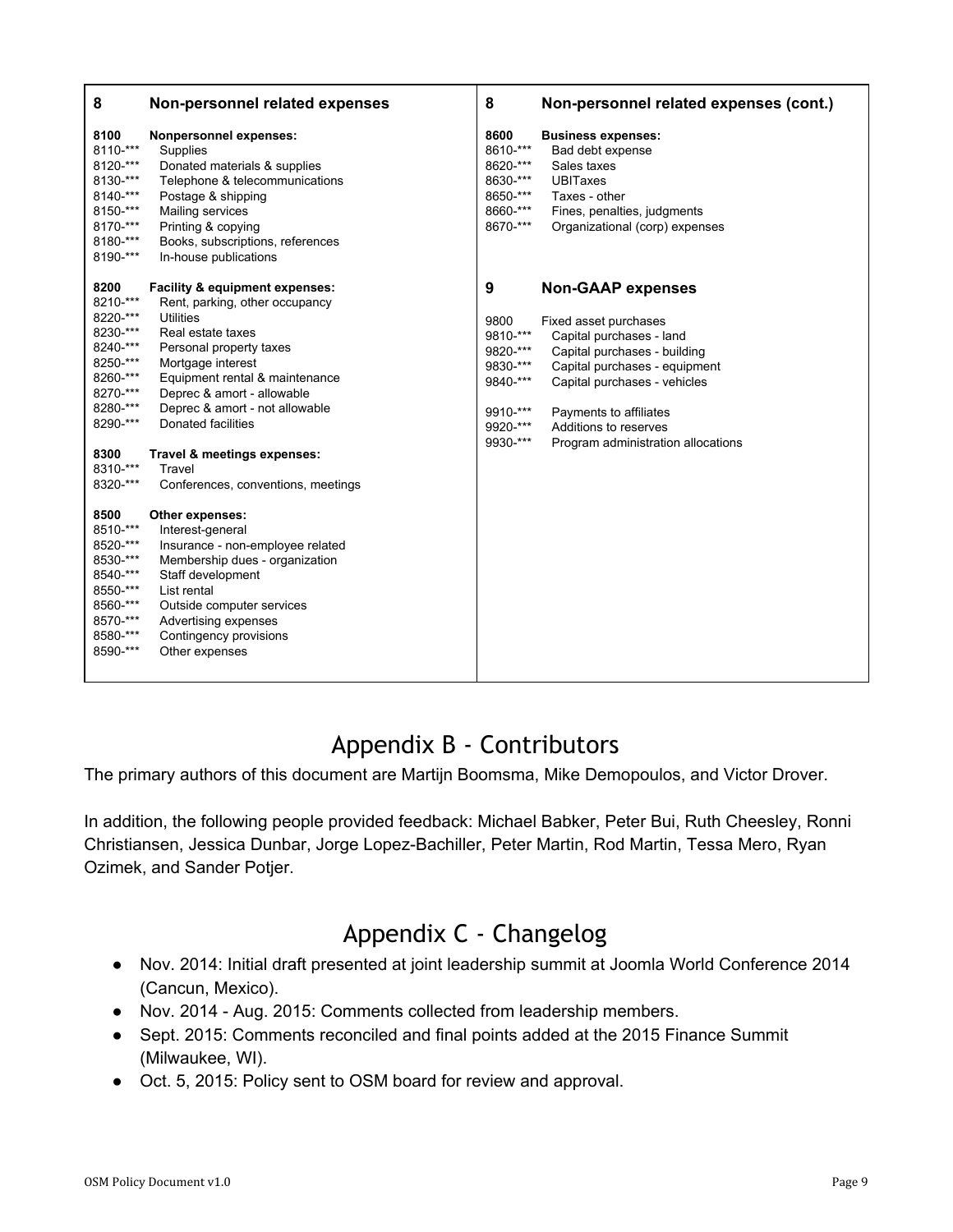| 8 | Non-personnel related expenses | 8 | Non-personnel related expenses (cont.) |
|---|---|---|---|
| **8100** | **Nonpersonnel expenses:** | **8600** | **Business expenses:** |
| 8110-*** | Supplies | 8610-*** | Bad debt expense |
| 8120-*** | Donated materials & supplies | 8620-*** | Sales taxes |
| 8130-*** | Telephone & telecommunications | 8630-*** | UBITaxes |
| 8140-*** | Postage & shipping | 8650-*** | Taxes - other |
| 8150-*** | Mailing services | 8660-*** | Fines, penalties, judgments |
| 8170-*** | Printing & copying | 8670-*** | Organizational (corp) expenses |
| 8180-*** | Books, subscriptions, references | | |
| 8190-*** | In-house publications | | |
| **8200** | **Facility & equipment expenses:** | **9** | **Non-GAAP expenses** |
| 8210-*** | Rent, parking, other occupancy | | |
| 8220-*** | Utilities | 9800 | Fixed asset purchases |
| 8230-*** | Real estate taxes | 9810-*** | Capital purchases - land |
| 8240-*** | Personal property taxes | 9820-*** | Capital purchases - building |
| 8250-*** | Mortgage interest | 9830-*** | Capital purchases - equipment |
| 8260-*** | Equipment rental & maintenance | 9840-*** | Capital purchases - vehicles |
| 8270-*** | Deprec & amort - allowable | | |
| 8280-*** | Deprec & amort - not allowable | 9910-*** | Payments to affiliates |
| 8290-*** | Donated facilities | 9920-*** | Additions to reserves |
| | | 9930-*** | Program administration allocations |
| **8300** | **Travel & meetings expenses:** | | |
| 8310-*** | Travel | | |
| 8320-*** | Conferences, conventions, meetings | | |
| **8500** | **Other expenses:** | | |
| 8510-*** | Interest-general | | |
| 8520-*** | Insurance - non-employee related | | |
| 8530-*** | Membership dues - organization | | |
| 8540-*** | Staff development | | |
| 8550-*** | List rental | | |
| 8560-*** | Outside computer services | | |
| 8570-*** | Advertising expenses | | |
| 8580-*** | Contingency provisions | | |
| 8590-*** | Other expenses | | |

# Appendix B - Contributors

The primary authors of this document are Martijn Boomsma, Mike Demopoulos, and Victor Drover.

In addition, the following people provided feedback: Michael Babker, Peter Bui, Ruth Cheesley, Ronni Christiansen, Jessica Dunbar, Jorge Lopez-Bachiller, Peter Martin, Rod Martin, Tessa Mero, Ryan Ozimek, and Sander Potjer.

# Appendix C - Changelog

- Nov. 2014: Initial draft presented at joint leadership summit at Joomla World Conference 2014 (Cancun, Mexico).
- Nov. 2014 - Aug. 2015: Comments collected from leadership members.
- Sept. 2015: Comments reconciled and final points added at the 2015 Finance Summit (Milwaukee, WI).
- Oct. 5, 2015: Policy sent to OSM board for review and approval.